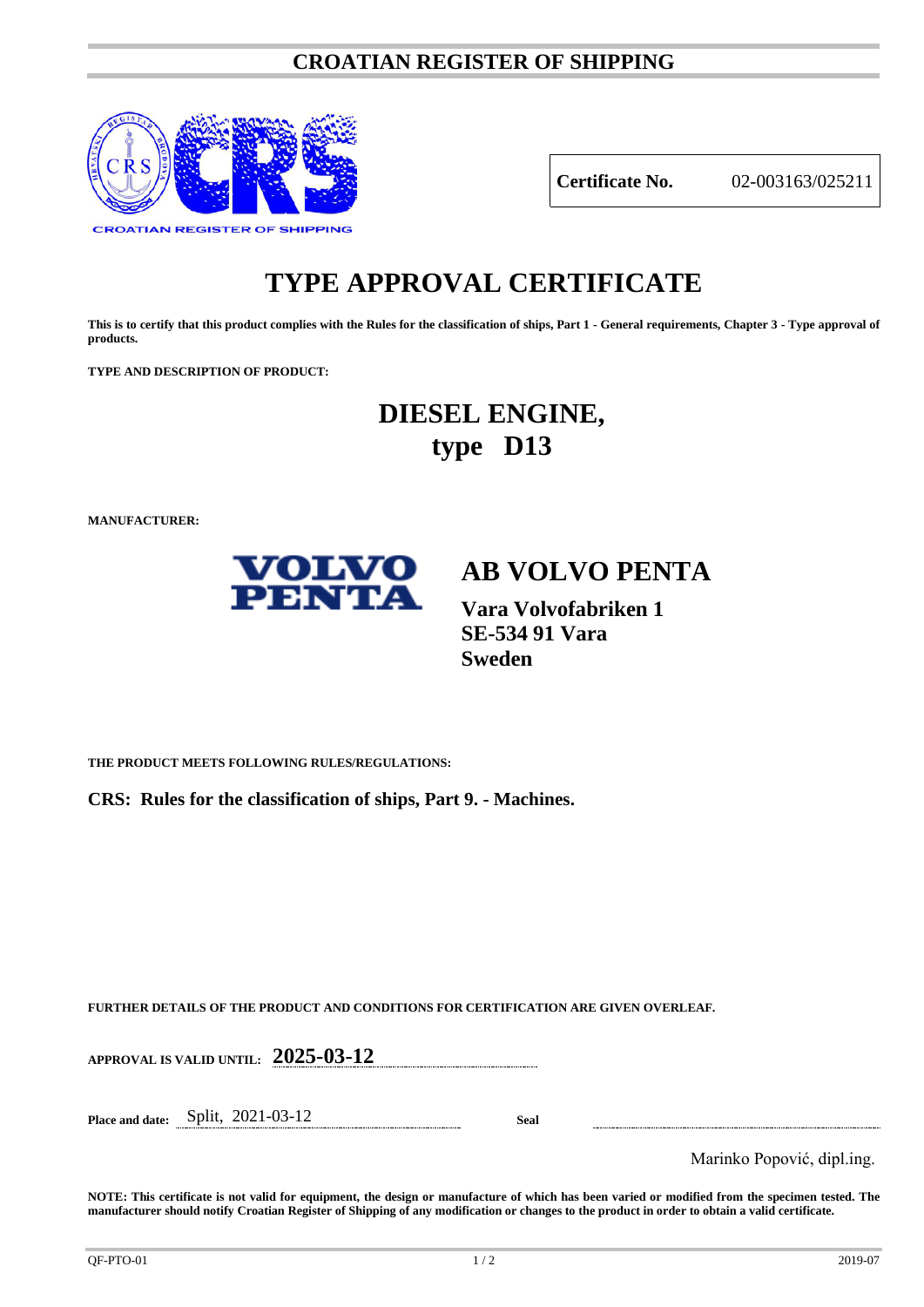# CROATIAN REGISTER OF SHIPPING

CROATIAN REGISTER OF SHIPPING

| **Certificate No.** | 02-003163/025211 |
|---|---|

# TYPE APPROVAL CERTIFICATE

**This is to certify that this product complies with the Rules for the classification of ships, Part 1 - General requirements, Chapter 3 - Type approval of products.**

**TYPE AND DESCRIPTION OF PRODUCT:**

## DIESEL ENGINE,
## type D13

**MANUFACTURER:**

VOLVO PENTA

## AB VOLVO PENTA

**Vara Volvofabriken 1**
**SE-534 91 Vara**
**Sweden**

**THE PRODUCT MEETS FOLLOWING RULES/REGULATIONS:**

**CRS: Rules for the classification of ships, Part 9. - Machines.**

**FURTHER DETAILS OF THE PRODUCT AND CONDITIONS FOR CERTIFICATION ARE GIVEN OVERLEAF.**

**APPROVAL IS VALID UNTIL:** **2025-03-12**

**Place and date:** Split, 2021-03-12 **Seal**

Marinko Popović, dipl.ing.

**NOTE: This certificate is not valid for equipment, the design or manufacture of which has been varied or modified from the specimen tested. The manufacturer should notify Croatian Register of Shipping of any modification or changes to the product in order to obtain a valid certificate.**

QF-PTO-01 2019-07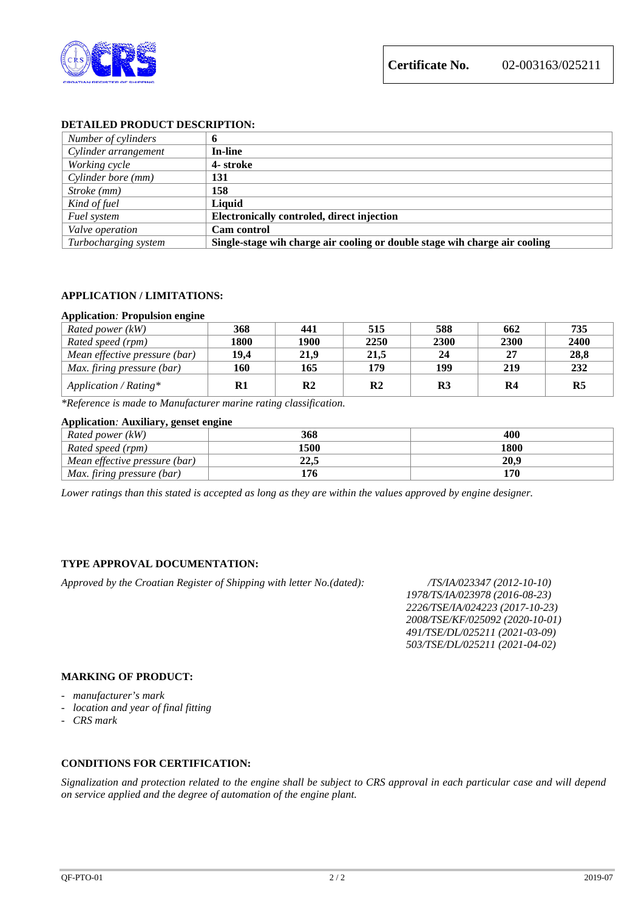**Certificate No.** 02-003163/025211

## DETAILED PRODUCT DESCRIPTION:

| | |
|---|---|
| *Number of cylinders* | **6** |
| *Cylinder arrangement* | **In-line** |
| *Working cycle* | **4- stroke** |
| *Cylinder bore (mm)* | **131** |
| *Stroke (mm)* | **158** |
| *Kind of fuel* | **Liquid** |
| *Fuel system* | **Electronically controled, direct injection** |
| *Valve operation* | **Cam control** |
| *Turbocharging system* | **Single-stage wih charge air cooling or double stage wih charge air cooling** |

## APPLICATION / LIMITATIONS:

**Application***:* **Propulsion engine**

| | | | | | | |
|---|---|---|---|---|---|---|
| *Rated power (kW)* | **368** | **441** | **515** | **588** | **662** | **735** |
| *Rated speed (rpm)* | **1800** | **1900** | **2250** | **2300** | **2300** | **2400** |
| *Mean effective pressure (bar)* | **19,4** | **21,9** | **21,5** | **24** | **27** | **28,8** |
| *Max. firing pressure (bar)* | **160** | **165** | **179** | **199** | **219** | **232** |
| *Application / Rating** | **R1** | **R2** | **R2** | **R3** | **R4** | **R5** |

**Reference is made to Manufacturer marine rating classification.*

**Application***:* **Auxiliary, genset engine**

| | | |
|---|---|---|
| *Rated power (kW)* | **368** | **400** |
| *Rated speed (rpm)* | **1500** | **1800** |
| *Mean effective pressure (bar)* | **22,5** | **20,9** |
| *Max. firing pressure (bar)* | **176** | **170** |

*Lower ratings than this stated is accepted as long as they are within the values approved by engine designer.*

## TYPE APPROVAL DOCUMENTATION:

*Approved by the Croatian Register of Shipping with letter No.(dated):*

*/TS/IA/023347 (2012-10-10)*
*1978/TS/IA/023978 (2016-08-23)*
*2226/TSE/IA/024223 (2017-10-23)*
*2008/TSE/KF/025092 (2020-10-01)*
*491/TSE/DL/025211 (2021-03-09)*
*503/TSE/DL/025211 (2021-04-02)*

## MARKING OF PRODUCT:

- *manufacturer's mark*
- *location and year of final fitting*
- *CRS mark*

## CONDITIONS FOR CERTIFICATION:

*Signalization and protection related to the engine shall be subject to CRS approval in each particular case and will depend on service applied and the degree of automation of the engine plant.*